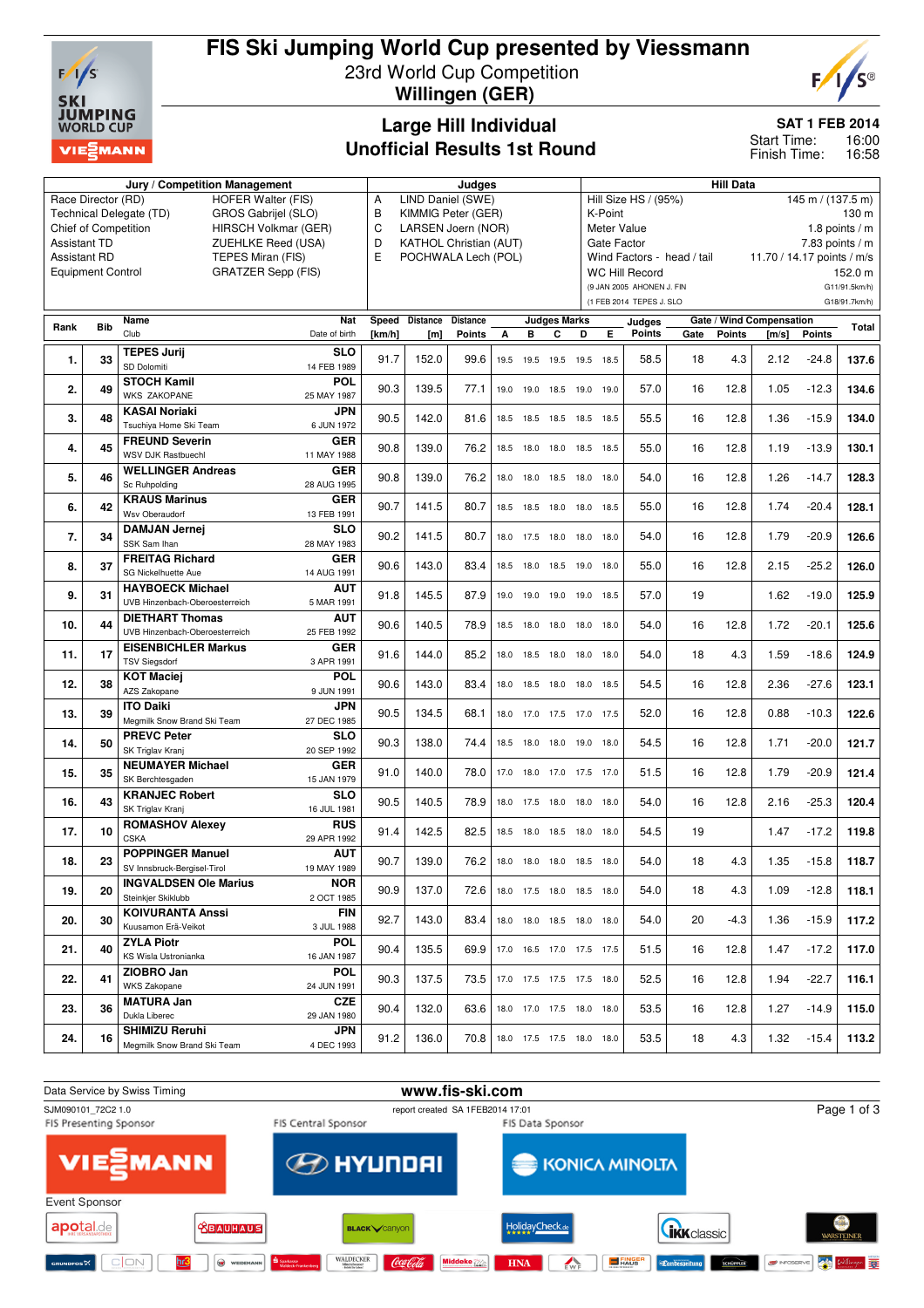# FIS Ski Jumping World Cup presented by Viessmann

23rd World Cup Competition

**Willingen (GER)**

## Large Hill Individual
## Unofficial Results 1st Round

**SAT 1 FEB 2014**
Start Time: 16:00
Finish Time: 16:58

| Jury / Competition Management | | Judges | | Hill Data | |
|---|---|---|---|---|---|
| Race Director (RD) | HOFER Walter (FIS) | A | LIND Daniel (SWE) | Hill Size HS / (95%) | 145 m / (137.5 m) |
| Technical Delegate (TD) | GROS Gabrijel (SLO) | B | KIMMIG Peter (GER) | K-Point | 130 m |
| Chief of Competition | HIRSCH Volkmar (GER) | C | LARSEN Joern (NOR) | Meter Value | 1.8 points / m |
| Assistant TD | ZUEHLKE Reed (USA) | D | KATHOL Christian (AUT) | Gate Factor | 7.83 points / m |
| Assistant RD | TEPES Miran (FIS) | E | POCHWALA Lech (POL) | Wind Factors - head / tail | 11.70 / 14.17 points / m/s |
| Equipment Control | GRATZER Sepp (FIS) | | | WC Hill Record | 152.0 m |
| | | | | (9 JAN 2005 AHONEN J. FIN | G11/91.5km/h) |
| | | | | (1 FEB 2014 TEPES J. SLO | G18/91.7km/h) |

| Rank | Bib | Name / Club | Nat / Date of birth | Speed [km/h] | Distance [m] | Distance Points | A | B | C | D | E | Judges Points | Gate | Gate Points | Wind [m/s] | Wind Points | Total |
|---|---|---|---|---|---|---|---|---|---|---|---|---|---|---|---|---|---|
| 1. | 33 | TEPES Jurij / SD Dolomiti | SLO / 14 FEB 1989 | 91.7 | 152.0 | 99.6 | 19.5 | 19.5 | 19.5 | 19.5 | 18.5 | 58.5 | 18 | 4.3 | 2.12 | -24.8 | 137.6 |
| 2. | 49 | STOCH Kamil / WKS ZAKOPANE | POL / 25 MAY 1987 | 90.3 | 139.5 | 77.1 | 19.0 | 19.0 | 18.5 | 19.0 | 19.0 | 57.0 | 16 | 12.8 | 1.05 | -12.3 | 134.6 |
| 3. | 48 | KASAI Noriaki / Tsuchiya Home Ski Team | JPN / 6 JUN 1972 | 90.5 | 142.0 | 81.6 | 18.5 | 18.5 | 18.5 | 18.5 | 18.5 | 55.5 | 16 | 12.8 | 1.36 | -15.9 | 134.0 |
| 4. | 45 | FREUND Severin / WSV DJK Rastbuechl | GER / 11 MAY 1988 | 90.8 | 139.0 | 76.2 | 18.5 | 18.0 | 18.0 | 18.5 | 18.5 | 55.0 | 16 | 12.8 | 1.19 | -13.9 | 130.1 |
| 5. | 46 | WELLINGER Andreas / Sc Ruhpolding | GER / 28 AUG 1995 | 90.8 | 139.0 | 76.2 | 18.0 | 18.0 | 18.5 | 18.0 | 18.0 | 54.0 | 16 | 12.8 | 1.26 | -14.7 | 128.3 |
| 6. | 42 | KRAUS Marinus / Wsv Oberaudorf | GER / 13 FEB 1991 | 90.7 | 141.5 | 80.7 | 18.5 | 18.5 | 18.0 | 18.0 | 18.5 | 55.0 | 16 | 12.8 | 1.74 | -20.4 | 128.1 |
| 7. | 34 | DAMJAN Jernej / SSK Sam Ihan | SLO / 28 MAY 1983 | 90.2 | 141.5 | 80.7 | 18.0 | 17.5 | 18.0 | 18.0 | 18.0 | 54.0 | 16 | 12.8 | 1.79 | -20.9 | 126.6 |
| 8. | 37 | FREITAG Richard / SG Nickelhuette Aue | GER / 14 AUG 1991 | 90.6 | 143.0 | 83.4 | 18.5 | 18.0 | 18.5 | 19.0 | 18.0 | 55.0 | 16 | 12.8 | 2.15 | -25.2 | 126.0 |
| 9. | 31 | HAYBOECK Michael / UVB Hinzenbach-Oberoesterreich | AUT / 5 MAR 1991 | 91.8 | 145.5 | 87.9 | 19.0 | 19.0 | 19.0 | 19.0 | 18.5 | 57.0 | 19 | | 1.62 | -19.0 | 125.9 |
| 10. | 44 | DIETHART Thomas / UVB Hinzenbach-Oberoesterreich | AUT / 25 FEB 1992 | 90.6 | 140.5 | 78.9 | 18.5 | 18.0 | 18.0 | 18.0 | 18.0 | 54.0 | 16 | 12.8 | 1.72 | -20.1 | 125.6 |
| 11. | 17 | EISENBICHLER Markus / TSV Siegsdorf | GER / 3 APR 1991 | 91.6 | 144.0 | 85.2 | 18.0 | 18.5 | 18.0 | 18.0 | 18.0 | 54.0 | 18 | 4.3 | 1.59 | -18.6 | 124.9 |
| 12. | 38 | KOT Maciej / AZS Zakopane | POL / 9 JUN 1991 | 90.6 | 143.0 | 83.4 | 18.0 | 18.5 | 18.0 | 18.0 | 18.5 | 54.5 | 16 | 12.8 | 2.36 | -27.6 | 123.1 |
| 13. | 39 | ITO Daiki / Megmilk Snow Brand Ski Team | JPN / 27 DEC 1985 | 90.5 | 134.5 | 68.1 | 18.0 | 17.0 | 17.5 | 17.0 | 17.5 | 52.0 | 16 | 12.8 | 0.88 | -10.3 | 122.6 |
| 14. | 50 | PREVC Peter / SK Triglav Kranj | SLO / 20 SEP 1992 | 90.3 | 138.0 | 74.4 | 18.5 | 18.0 | 18.0 | 19.0 | 18.0 | 54.5 | 16 | 12.8 | 1.71 | -20.0 | 121.7 |
| 15. | 35 | NEUMAYER Michael / SK Berchtesgaden | GER / 15 JAN 1979 | 91.0 | 140.0 | 78.0 | 17.0 | 18.0 | 17.0 | 17.5 | 17.0 | 51.5 | 16 | 12.8 | 1.79 | -20.9 | 121.4 |
| 16. | 43 | KRANJEC Robert / SK Triglav Kranj | SLO / 16 JUL 1981 | 90.5 | 140.5 | 78.9 | 18.0 | 17.5 | 18.0 | 18.0 | 18.0 | 54.0 | 16 | 12.8 | 2.16 | -25.3 | 120.4 |
| 17. | 10 | ROMASHOV Alexey / CSKA | RUS / 29 APR 1992 | 91.4 | 142.5 | 82.5 | 18.5 | 18.0 | 18.5 | 18.0 | 18.0 | 54.5 | 19 | | 1.47 | -17.2 | 119.8 |
| 18. | 23 | POPPINGER Manuel / SV Innsbruck-Bergisel-Tirol | AUT / 19 MAY 1989 | 90.7 | 139.0 | 76.2 | 18.0 | 18.0 | 18.0 | 18.5 | 18.0 | 54.0 | 18 | 4.3 | 1.35 | -15.8 | 118.7 |
| 19. | 20 | INGVALDSEN Ole Marius / Steinkjer Skiklubb | NOR / 2 OCT 1985 | 90.9 | 137.0 | 72.6 | 18.0 | 17.5 | 18.0 | 18.5 | 18.0 | 54.0 | 18 | 4.3 | 1.09 | -12.8 | 118.1 |
| 20. | 30 | KOIVURANTA Anssi / Kuusamon Erä-Veikot | FIN / 3 JUL 1988 | 92.7 | 143.0 | 83.4 | 18.0 | 18.0 | 18.5 | 18.0 | 18.0 | 54.0 | 20 | -4.3 | 1.36 | -15.9 | 117.2 |
| 21. | 40 | ZYLA Piotr / KS Wisla Ustronianka | POL / 16 JAN 1987 | 90.4 | 135.5 | 69.9 | 17.0 | 16.5 | 17.0 | 17.5 | 17.5 | 51.5 | 16 | 12.8 | 1.47 | -17.2 | 117.0 |
| 22. | 41 | ZIOBRO Jan / WKS Zakopane | POL / 24 JUN 1991 | 90.3 | 137.5 | 73.5 | 17.0 | 17.5 | 17.5 | 17.5 | 18.0 | 52.5 | 16 | 12.8 | 1.94 | -22.7 | 116.1 |
| 23. | 36 | MATURA Jan / Dukla Liberec | CZE / 29 JAN 1980 | 90.4 | 132.0 | 63.6 | 18.0 | 17.0 | 17.5 | 18.0 | 18.0 | 53.5 | 16 | 12.8 | 1.27 | -14.9 | 115.0 |
| 24. | 16 | SHIMIZU Reruhi / Megmilk Snow Brand Ski Team | JPN / 4 DEC 1993 | 91.2 | 136.0 | 70.8 | 18.0 | 17.5 | 17.5 | 18.0 | 18.0 | 53.5 | 18 | 4.3 | 1.32 | -15.4 | 113.2 |

Data Service by Swiss Timing — www.fis-ski.com

SJM090101_72C2 1.0 — report created SA 1FEB2014 17:01

FIS Presenting Sponsor — FIS Central Sponsor — FIS Data Sponsor — Event Sponsor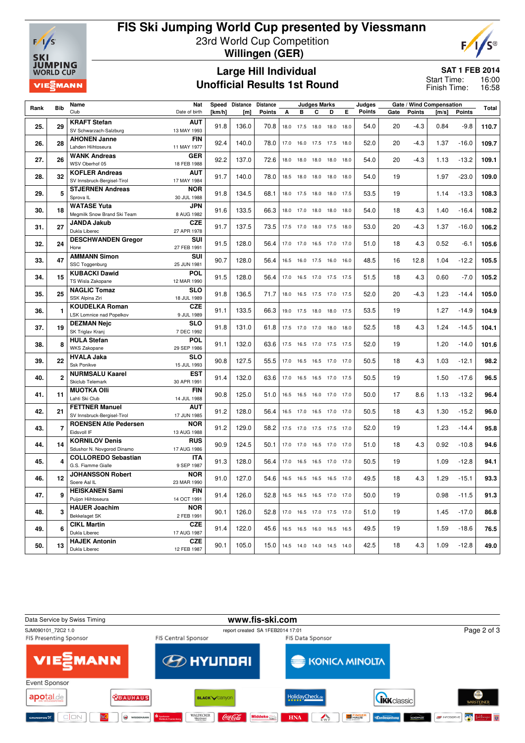# FIS Ski Jumping World Cup presented by Viessmann

23rd World Cup Competition
**Willingen (GER)**

## Large Hill Individual
## Unofficial Results 1st Round

**SAT 1 FEB 2014**
Start Time: 16:00
Finish Time: 16:58

| Rank | Bib | Name / Club | Nat / Date of birth | Speed [km/h] | Distance [m] | Distance Points | A | B | C | D | E | Judges Points | Gate | Gate Points | Wind [m/s] | Wind Points | Total |
|---|---|---|---|---|---|---|---|---|---|---|---|---|---|---|---|---|---|
| 25. | 29 | KRAFT Stefan / SV Schwarzach-Salzburg | AUT / 13 MAY 1993 | 91.8 | 136.0 | 70.8 | 18.0 | 17.5 | 18.0 | 18.0 | 18.0 | 54.0 | 20 | -4.3 | 0.84 | -9.8 | 110.7 |
| 26. | 28 | AHONEN Janne / Lahden Hiihtoseura | FIN / 11 MAY 1977 | 92.4 | 140.0 | 78.0 | 17.0 | 16.0 | 17.5 | 17.5 | 18.0 | 52.0 | 20 | -4.3 | 1.37 | -16.0 | 109.7 |
| 27. | 26 | WANK Andreas / WSV Oberhof 05 | GER / 18 FEB 1988 | 92.2 | 137.0 | 72.6 | 18.0 | 18.0 | 18.0 | 18.0 | 18.0 | 54.0 | 20 | -4.3 | 1.13 | -13.2 | 109.1 |
| 28. | 32 | KOFLER Andreas / SV Innsbruck-Bergisel-Tirol | AUT / 17 MAY 1984 | 91.7 | 140.0 | 78.0 | 18.5 | 18.0 | 18.0 | 18.0 | 18.0 | 54.0 | 19 | | 1.97 | -23.0 | 109.0 |
| 29. | 5 | STJERNEN Andreas / Sprova IL | NOR / 30 JUL 1988 | 91.8 | 134.5 | 68.1 | 18.0 | 17.5 | 18.0 | 18.0 | 17.5 | 53.5 | 19 | | 1.14 | -13.3 | 108.3 |
| 30. | 18 | WATASE Yuta / Megmilk Snow Brand Ski Team | JPN / 8 AUG 1982 | 91.6 | 133.5 | 66.3 | 18.0 | 17.0 | 18.0 | 18.0 | 18.0 | 54.0 | 18 | 4.3 | 1.40 | -16.4 | 108.2 |
| 31. | 27 | JANDA Jakub / Dukla Liberec | CZE / 27 APR 1978 | 91.7 | 137.5 | 73.5 | 17.5 | 17.0 | 18.0 | 17.5 | 18.0 | 53.0 | 20 | -4.3 | 1.37 | -16.0 | 106.2 |
| 32. | 24 | DESCHWANDEN Gregor / Horw | SUI / 27 FEB 1991 | 91.5 | 128.0 | 56.4 | 17.0 | 17.0 | 16.5 | 17.0 | 17.0 | 51.0 | 18 | 4.3 | 0.52 | -6.1 | 105.6 |
| 33. | 47 | AMMANN Simon / SSC Toggenburg | SUI / 25 JUN 1981 | 90.7 | 128.0 | 56.4 | 16.5 | 16.0 | 17.5 | 16.0 | 16.0 | 48.5 | 16 | 12.8 | 1.04 | -12.2 | 105.5 |
| 34. | 15 | KUBACKI Dawid / TS Wisla Zakopane | POL / 12 MAR 1990 | 91.5 | 128.0 | 56.4 | 17.0 | 16.5 | 17.0 | 17.5 | 17.5 | 51.5 | 18 | 4.3 | 0.60 | -7.0 | 105.2 |
| 35. | 25 | NAGLIC Tomaz / SSK Alpina Ziri | SLO / 18 JUL 1989 | 91.8 | 136.5 | 71.7 | 18.0 | 16.5 | 17.5 | 17.0 | 17.5 | 52.0 | 20 | -4.3 | 1.23 | -14.4 | 105.0 |
| 36. | 1 | KOUDELKA Roman / LSK Lomnice nad Popelkov | CZE / 9 JUL 1989 | 91.1 | 133.5 | 66.3 | 19.0 | 17.5 | 18.0 | 18.0 | 17.5 | 53.5 | 19 | | 1.27 | -14.9 | 104.9 |
| 37. | 19 | DEZMAN Nejc / SK Triglav Kranj | SLO / 7 DEC 1992 | 91.8 | 131.0 | 61.8 | 17.5 | 17.0 | 17.0 | 18.0 | 18.0 | 52.5 | 18 | 4.3 | 1.24 | -14.5 | 104.1 |
| 38. | 8 | HULA Stefan / WKS Zakopane | POL / 29 SEP 1986 | 91.1 | 132.0 | 63.6 | 17.5 | 16.5 | 17.0 | 17.5 | 17.5 | 52.0 | 19 | | 1.20 | -14.0 | 101.6 |
| 39. | 22 | HVALA Jaka / Ssk Ponikve | SLO / 15 JUL 1993 | 90.8 | 127.5 | 55.5 | 17.0 | 16.5 | 16.5 | 17.0 | 17.0 | 50.5 | 18 | 4.3 | 1.03 | -12.1 | 98.2 |
| 40. | 2 | NURMSALU Kaarel / Skiclub Telemark | EST / 30 APR 1991 | 91.4 | 132.0 | 63.6 | 17.0 | 16.5 | 16.5 | 17.0 | 17.5 | 50.5 | 19 | | 1.50 | -17.6 | 96.5 |
| 41. | 11 | MUOTKA Olli / Lahti Ski Club | FIN / 14 JUL 1988 | 90.8 | 125.0 | 51.0 | 16.5 | 16.5 | 16.0 | 17.0 | 17.0 | 50.0 | 17 | 8.6 | 1.13 | -13.2 | 96.4 |
| 42. | 21 | FETTNER Manuel / SV Innsbruck-Bergisel-Tirol | AUT / 17 JUN 1985 | 91.2 | 128.0 | 56.4 | 16.5 | 17.0 | 16.5 | 17.0 | 17.0 | 50.5 | 18 | 4.3 | 1.30 | -15.2 | 96.0 |
| 43. | 7 | ROENSEN Atle Pedersen / Eidsvoll IF | NOR / 13 AUG 1988 | 91.2 | 129.0 | 58.2 | 17.5 | 17.0 | 17.5 | 17.5 | 17.0 | 52.0 | 19 | | 1.23 | -14.4 | 95.8 |
| 44. | 14 | KORNILOV Denis / Sdushor N. Novgorod Dinamo | RUS / 17 AUG 1986 | 90.9 | 124.5 | 50.1 | 17.0 | 17.0 | 16.5 | 17.0 | 17.0 | 51.0 | 18 | 4.3 | 0.92 | -10.8 | 94.6 |
| 45. | 4 | COLLOREDO Sebastian / G.S. Fiamme Gialle | ITA / 9 SEP 1987 | 91.3 | 128.0 | 56.4 | 17.0 | 16.5 | 16.5 | 17.0 | 17.0 | 50.5 | 19 | | 1.09 | -12.8 | 94.1 |
| 46. | 12 | JOHANSSON Robert / Soere Aal IL | NOR / 23 MAR 1990 | 91.0 | 127.0 | 54.6 | 16.5 | 16.5 | 16.5 | 16.5 | 17.0 | 49.5 | 18 | 4.3 | 1.29 | -15.1 | 93.3 |
| 47. | 9 | HEISKANEN Sami / Puijon Hiihtoseura | FIN / 14 OCT 1991 | 91.4 | 126.0 | 52.8 | 16.5 | 16.5 | 16.5 | 17.0 | 17.0 | 50.0 | 19 | | 0.98 | -11.5 | 91.3 |
| 48. | 3 | HAUER Joachim / Bekkelaget SK | NOR / 2 FEB 1991 | 90.1 | 126.0 | 52.8 | 17.0 | 16.5 | 17.0 | 17.5 | 17.0 | 51.0 | 19 | | 1.45 | -17.0 | 86.8 |
| 49. | 6 | CIKL Martin / Dukla Liberec | CZE / 17 AUG 1987 | 91.4 | 122.0 | 45.6 | 16.5 | 16.5 | 16.0 | 16.5 | 16.5 | 49.5 | 19 | | 1.59 | -18.6 | 76.5 |
| 50. | 13 | HAJEK Antonin / Dukla Liberec | CZE / 12 FEB 1987 | 90.1 | 105.0 | 15.0 | 14.5 | 14.0 | 14.0 | 14.5 | 14.0 | 42.5 | 18 | 4.3 | 1.09 | -12.8 | 49.0 |

Data Service by Swiss Timing
www.fis-ski.com
SJM090101_72C2 1.0
report created SA 1FEB2014 17:01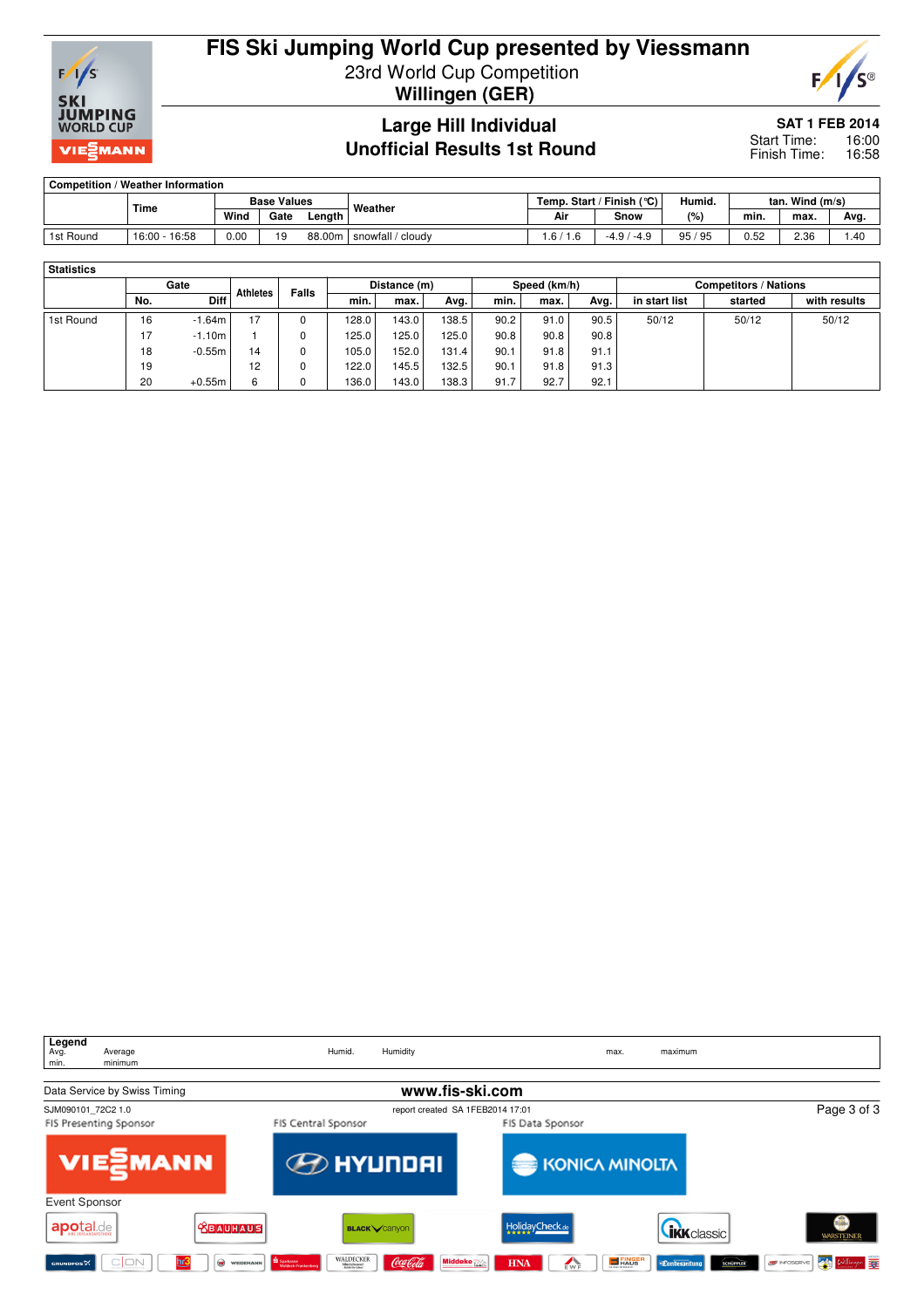# FIS Ski Jumping World Cup presented by Viessmann

23rd World Cup Competition

**Willingen (GER)**

## Large Hill Individual
## Unofficial Results 1st Round

**SAT 1 FEB 2014**
Start Time: 16:00
Finish Time: 16:58

### Competition / Weather Information

| | Time | Base Values | | | Weather | Temp. Start / Finish (°C) | | Humid. | tan. Wind (m/s) | | |
|---|---|---|---|---|---|---|---|---|---|---|---|
| | | Wind | Gate | Length | | Air | Snow | (%) | min. | max. | Avg. |
| 1st Round | 16:00 - 16:58 | 0.00 | 19 | 88.00m | snowfall / cloudy | 1.6 / 1.6 | -4.9 / -4.9 | 95 / 95 | 0.52 | 2.36 | 1.40 |

### Statistics

| | Gate | | Athletes | Falls | Distance (m) | | | Speed (km/h) | | | Competitors / Nations | | |
|---|---|---|---|---|---|---|---|---|---|---|---|---|---|
| | No. | Diff | | | min. | max. | Avg. | min. | max. | Avg. | in start list | started | with results |
| 1st Round | 16 | -1.64m | 17 | 0 | 128.0 | 143.0 | 138.5 | 90.2 | 91.0 | 90.5 | 50/12 | 50/12 | 50/12 |
| | 17 | -1.10m | 1 | 0 | 125.0 | 125.0 | 125.0 | 90.8 | 90.8 | 90.8 | | | |
| | 18 | -0.55m | 14 | 0 | 105.0 | 152.0 | 131.4 | 90.1 | 91.8 | 91.1 | | | |
| | 19 | | 12 | 0 | 122.0 | 145.5 | 132.5 | 90.1 | 91.8 | 91.3 | | | |
| | 20 | +0.55m | 6 | 0 | 136.0 | 143.0 | 138.3 | 91.7 | 92.7 | 92.1 | | | |

**Legend**
Avg. Average
min. minimum
Humid. Humidity
max. maximum

Data Service by Swiss Timing

www.fis-ski.com

SJM090101_72C2 1.0

report created SA 1FEB2014 17:01

FIS Presenting Sponsor: VIESSMANN
FIS Central Sponsor: HYUNDAI
FIS Data Sponsor: KONICA MINOLTA

Event Sponsor